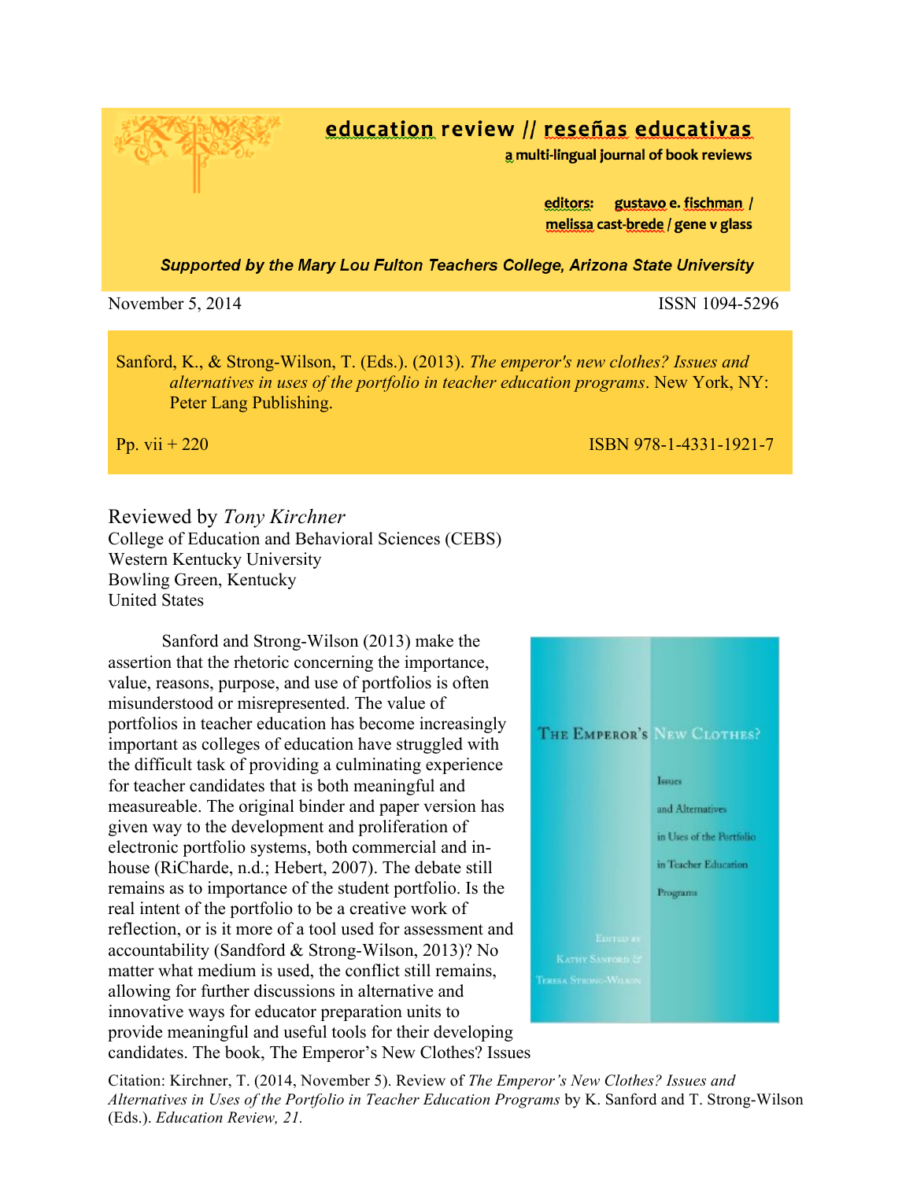# education review // reseñas educativas

**a multi-lingual journal of book reviews**

**editors: gustavo e. fischman / melissa cast-brede / gene v glass**

***Supported by the Mary Lou Fulton Teachers College, Arizona State University***

November 5, 2014 | ISSN 1094-5296

Sanford, K., & Strong-Wilson, T. (Eds.). (2013). *The emperor's new clothes? Issues and alternatives in uses of the portfolio in teacher education programs*. New York, NY: Peter Lang Publishing.

Pp. vii + 220 | ISBN 978-1-4331-1921-7

Reviewed by *Tony Kirchner*
College of Education and Behavioral Sciences (CEBS)
Western Kentucky University
Bowling Green, Kentucky
United States

Sanford and Strong-Wilson (2013) make the assertion that the rhetoric concerning the importance, value, reasons, purpose, and use of portfolios is often misunderstood or misrepresented. The value of portfolios in teacher education has become increasingly important as colleges of education have struggled with the difficult task of providing a culminating experience for teacher candidates that is both meaningful and measureable. The original binder and paper version has given way to the development and proliferation of electronic portfolio systems, both commercial and in-house (RiCharde, n.d.; Hebert, 2007). The debate still remains as to importance of the student portfolio. Is the real intent of the portfolio to be a creative work of reflection, or is it more of a tool used for assessment and accountability (Sandford & Strong-Wilson, 2013)? No matter what medium is used, the conflict still remains, allowing for further discussions in alternative and innovative ways for educator preparation units to provide meaningful and useful tools for their developing candidates. The book, The Emperor's New Clothes? Issues

Citation: Kirchner, T. (2014, November 5). Review of *The Emperor's New Clothes? Issues and Alternatives in Uses of the Portfolio in Teacher Education Programs* by K. Sanford and T. Strong-Wilson (Eds.). *Education Review, 21.*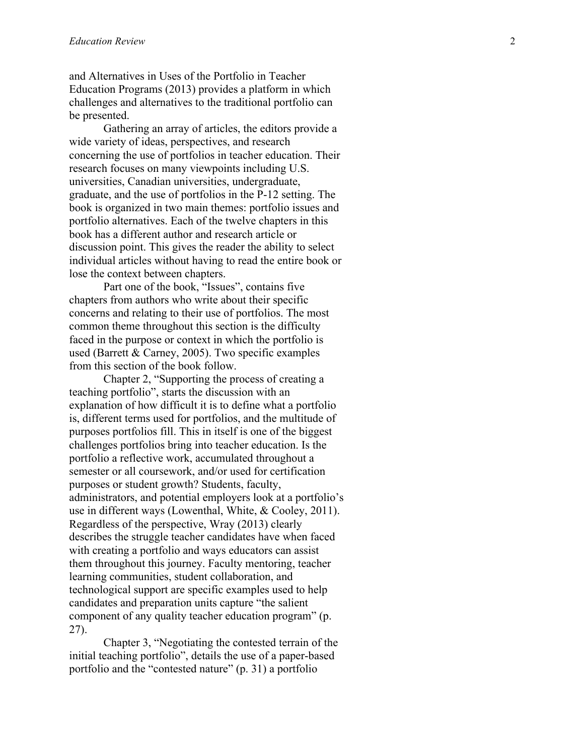and Alternatives in Uses of the Portfolio in Teacher Education Programs (2013) provides a platform in which challenges and alternatives to the traditional portfolio can be presented.

Gathering an array of articles, the editors provide a wide variety of ideas, perspectives, and research concerning the use of portfolios in teacher education. Their research focuses on many viewpoints including U.S. universities, Canadian universities, undergraduate, graduate, and the use of portfolios in the P-12 setting. The book is organized in two main themes: portfolio issues and portfolio alternatives. Each of the twelve chapters in this book has a different author and research article or discussion point. This gives the reader the ability to select individual articles without having to read the entire book or lose the context between chapters.

Part one of the book, "Issues", contains five chapters from authors who write about their specific concerns and relating to their use of portfolios. The most common theme throughout this section is the difficulty faced in the purpose or context in which the portfolio is used (Barrett & Carney, 2005). Two specific examples from this section of the book follow.

Chapter 2, "Supporting the process of creating a teaching portfolio", starts the discussion with an explanation of how difficult it is to define what a portfolio is, different terms used for portfolios, and the multitude of purposes portfolios fill. This in itself is one of the biggest challenges portfolios bring into teacher education. Is the portfolio a reflective work, accumulated throughout a semester or all coursework, and/or used for certification purposes or student growth? Students, faculty, administrators, and potential employers look at a portfolio's use in different ways (Lowenthal, White, & Cooley, 2011). Regardless of the perspective, Wray (2013) clearly describes the struggle teacher candidates have when faced with creating a portfolio and ways educators can assist them throughout this journey. Faculty mentoring, teacher learning communities, student collaboration, and technological support are specific examples used to help candidates and preparation units capture "the salient component of any quality teacher education program" (p. 27).

Chapter 3, "Negotiating the contested terrain of the initial teaching portfolio", details the use of a paper-based portfolio and the "contested nature" (p. 31) a portfolio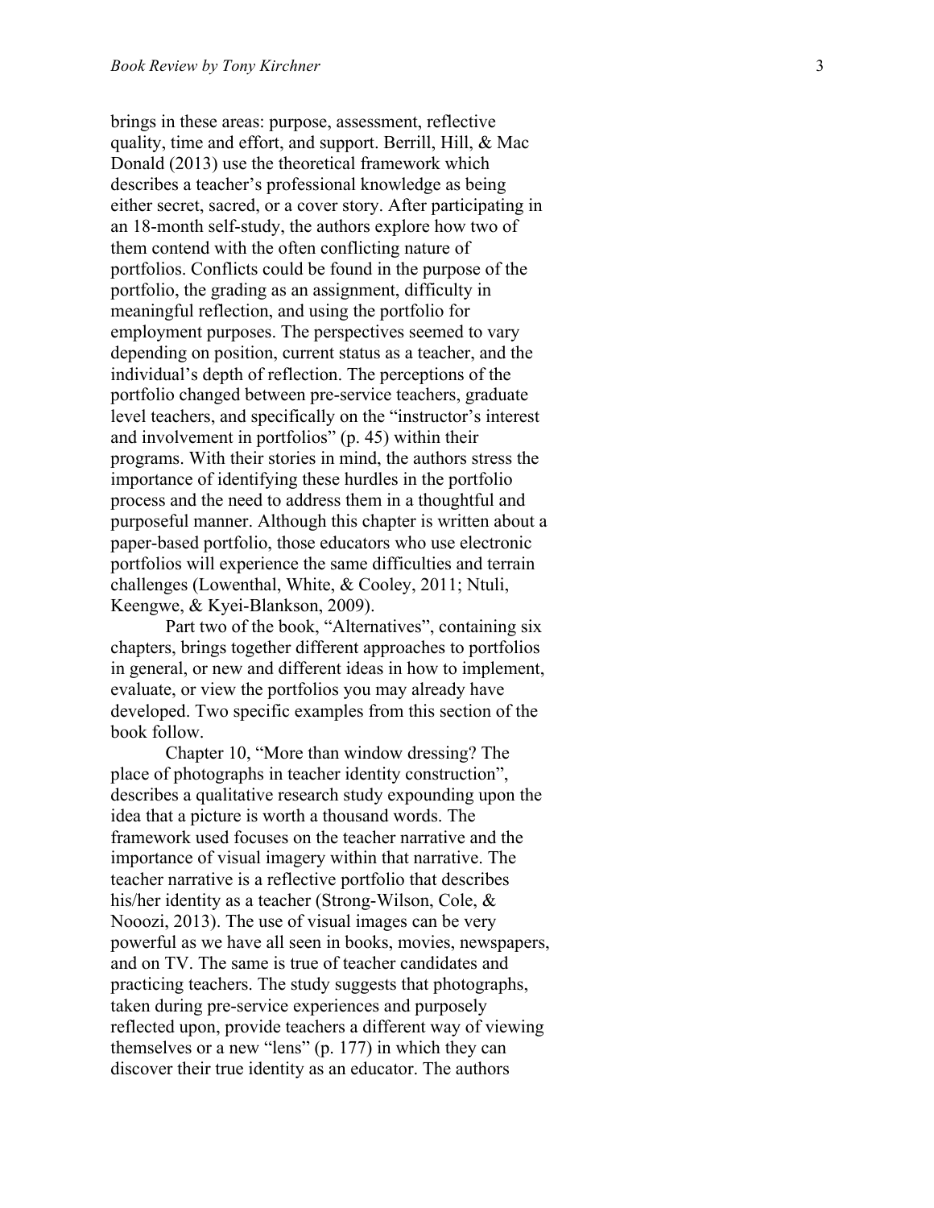brings in these areas: purpose, assessment, reflective quality, time and effort, and support. Berrill, Hill, & Mac Donald (2013) use the theoretical framework which describes a teacher's professional knowledge as being either secret, sacred, or a cover story. After participating in an 18-month self-study, the authors explore how two of them contend with the often conflicting nature of portfolios. Conflicts could be found in the purpose of the portfolio, the grading as an assignment, difficulty in meaningful reflection, and using the portfolio for employment purposes. The perspectives seemed to vary depending on position, current status as a teacher, and the individual's depth of reflection. The perceptions of the portfolio changed between pre-service teachers, graduate level teachers, and specifically on the "instructor's interest and involvement in portfolios" (p. 45) within their programs. With their stories in mind, the authors stress the importance of identifying these hurdles in the portfolio process and the need to address them in a thoughtful and purposeful manner. Although this chapter is written about a paper-based portfolio, those educators who use electronic portfolios will experience the same difficulties and terrain challenges (Lowenthal, White, & Cooley, 2011; Ntuli, Keengwe, & Kyei-Blankson, 2009).

Part two of the book, "Alternatives", containing six chapters, brings together different approaches to portfolios in general, or new and different ideas in how to implement, evaluate, or view the portfolios you may already have developed. Two specific examples from this section of the book follow.

Chapter 10, "More than window dressing? The place of photographs in teacher identity construction", describes a qualitative research study expounding upon the idea that a picture is worth a thousand words. The framework used focuses on the teacher narrative and the importance of visual imagery within that narrative. The teacher narrative is a reflective portfolio that describes his/her identity as a teacher (Strong-Wilson, Cole, & Nooozi, 2013). The use of visual images can be very powerful as we have all seen in books, movies, newspapers, and on TV. The same is true of teacher candidates and practicing teachers. The study suggests that photographs, taken during pre-service experiences and purposely reflected upon, provide teachers a different way of viewing themselves or a new "lens" (p. 177) in which they can discover their true identity as an educator. The authors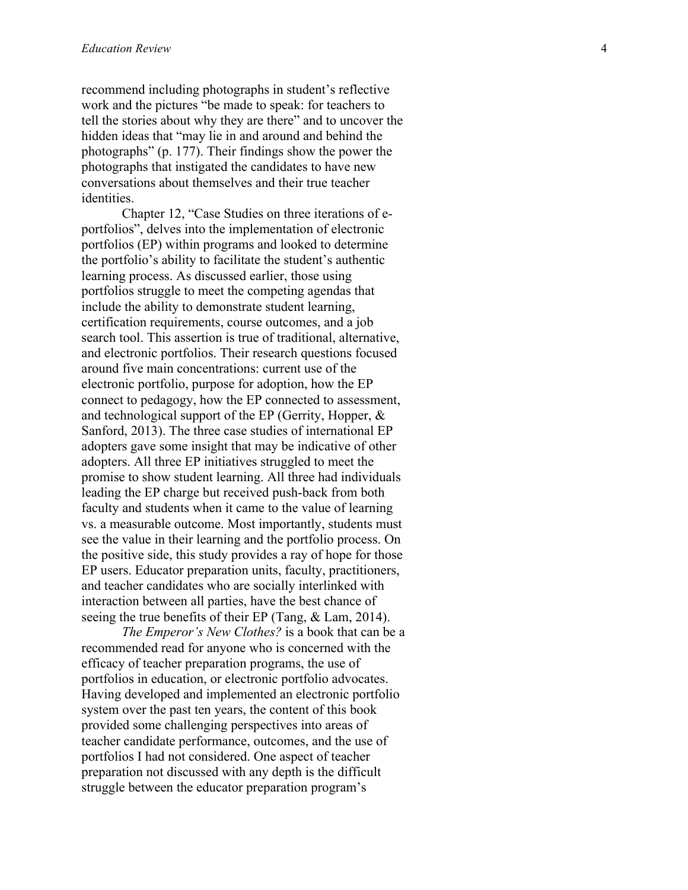recommend including photographs in student's reflective work and the pictures "be made to speak: for teachers to tell the stories about why they are there" and to uncover the hidden ideas that "may lie in and around and behind the photographs" (p. 177). Their findings show the power the photographs that instigated the candidates to have new conversations about themselves and their true teacher identities.

Chapter 12, "Case Studies on three iterations of e-portfolios", delves into the implementation of electronic portfolios (EP) within programs and looked to determine the portfolio's ability to facilitate the student's authentic learning process. As discussed earlier, those using portfolios struggle to meet the competing agendas that include the ability to demonstrate student learning, certification requirements, course outcomes, and a job search tool. This assertion is true of traditional, alternative, and electronic portfolios. Their research questions focused around five main concentrations: current use of the electronic portfolio, purpose for adoption, how the EP connect to pedagogy, how the EP connected to assessment, and technological support of the EP (Gerrity, Hopper, & Sanford, 2013). The three case studies of international EP adopters gave some insight that may be indicative of other adopters. All three EP initiatives struggled to meet the promise to show student learning. All three had individuals leading the EP charge but received push-back from both faculty and students when it came to the value of learning vs. a measurable outcome. Most importantly, students must see the value in their learning and the portfolio process. On the positive side, this study provides a ray of hope for those EP users. Educator preparation units, faculty, practitioners, and teacher candidates who are socially interlinked with interaction between all parties, have the best chance of seeing the true benefits of their EP (Tang, & Lam, 2014).

*The Emperor's New Clothes?* is a book that can be a recommended read for anyone who is concerned with the efficacy of teacher preparation programs, the use of portfolios in education, or electronic portfolio advocates. Having developed and implemented an electronic portfolio system over the past ten years, the content of this book provided some challenging perspectives into areas of teacher candidate performance, outcomes, and the use of portfolios I had not considered. One aspect of teacher preparation not discussed with any depth is the difficult struggle between the educator preparation program's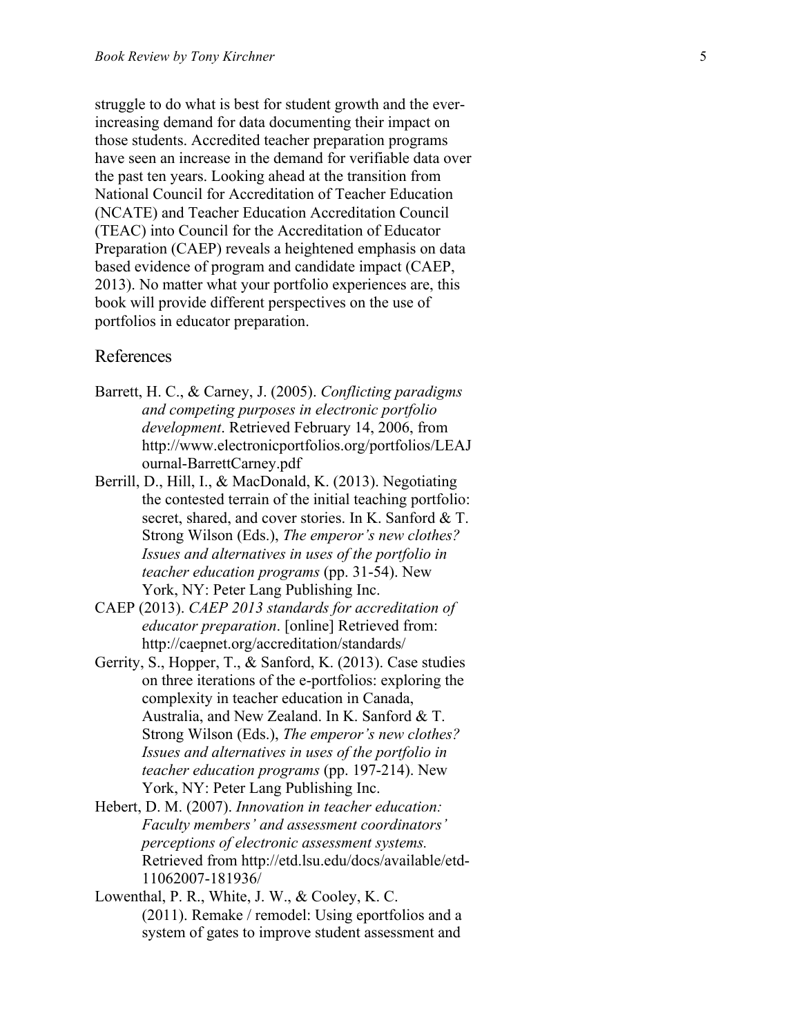struggle to do what is best for student growth and the ever-increasing demand for data documenting their impact on those students. Accredited teacher preparation programs have seen an increase in the demand for verifiable data over the past ten years. Looking ahead at the transition from National Council for Accreditation of Teacher Education (NCATE) and Teacher Education Accreditation Council (TEAC) into Council for the Accreditation of Educator Preparation (CAEP) reveals a heightened emphasis on data based evidence of program and candidate impact (CAEP, 2013). No matter what your portfolio experiences are, this book will provide different perspectives on the use of portfolios in educator preparation.

## References

Barrett, H. C., & Carney, J. (2005). *Conflicting paradigms and competing purposes in electronic portfolio development*. Retrieved February 14, 2006, from http://www.electronicportfolios.org/portfolios/LEAJournal-BarrettCarney.pdf

Berrill, D., Hill, I., & MacDonald, K. (2013). Negotiating the contested terrain of the initial teaching portfolio: secret, shared, and cover stories. In K. Sanford & T. Strong Wilson (Eds.), *The emperor's new clothes? Issues and alternatives in uses of the portfolio in teacher education programs* (pp. 31-54). New York, NY: Peter Lang Publishing Inc.

CAEP (2013). *CAEP 2013 standards for accreditation of educator preparation*. [online] Retrieved from: http://caepnet.org/accreditation/standards/

Gerrity, S., Hopper, T., & Sanford, K. (2013). Case studies on three iterations of the e-portfolios: exploring the complexity in teacher education in Canada, Australia, and New Zealand. In K. Sanford & T. Strong Wilson (Eds.), *The emperor's new clothes? Issues and alternatives in uses of the portfolio in teacher education programs* (pp. 197-214). New York, NY: Peter Lang Publishing Inc.

Hebert, D. M. (2007). *Innovation in teacher education: Faculty members' and assessment coordinators' perceptions of electronic assessment systems.* Retrieved from http://etd.lsu.edu/docs/available/etd-11062007-181936/

Lowenthal, P. R., White, J. W., & Cooley, K. C. (2011). Remake / remodel: Using eportfolios and a system of gates to improve student assessment and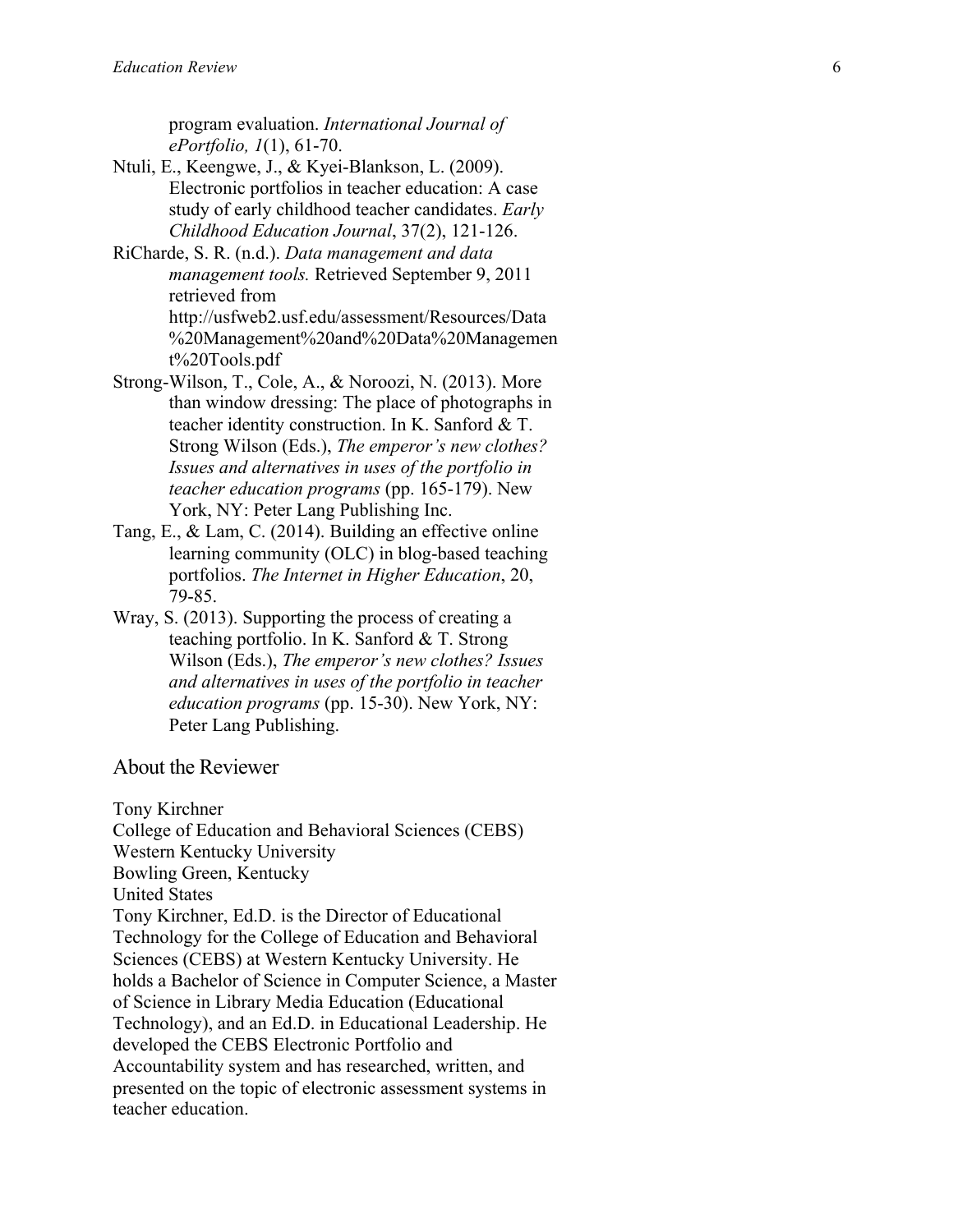program evaluation. *International Journal of ePortfolio, 1*(1), 61-70.

Ntuli, E., Keengwe, J., & Kyei-Blankson, L. (2009). Electronic portfolios in teacher education: A case study of early childhood teacher candidates. *Early Childhood Education Journal*, 37(2), 121-126.

RiCharde, S. R. (n.d.). *Data management and data management tools.* Retrieved September 9, 2011 retrieved from http://usfweb2.usf.edu/assessment/Resources/Data%20Management%20and%20Data%20Management%20Tools.pdf

Strong-Wilson, T., Cole, A., & Noroozi, N. (2013). More than window dressing: The place of photographs in teacher identity construction. In K. Sanford & T. Strong Wilson (Eds.), *The emperor's new clothes? Issues and alternatives in uses of the portfolio in teacher education programs* (pp. 165-179). New York, NY: Peter Lang Publishing Inc.

Tang, E., & Lam, C. (2014). Building an effective online learning community (OLC) in blog-based teaching portfolios. *The Internet in Higher Education*, 20, 79-85.

Wray, S. (2013). Supporting the process of creating a teaching portfolio. In K. Sanford & T. Strong Wilson (Eds.), *The emperor's new clothes? Issues and alternatives in uses of the portfolio in teacher education programs* (pp. 15-30). New York, NY: Peter Lang Publishing.

## About the Reviewer

Tony Kirchner
College of Education and Behavioral Sciences (CEBS)
Western Kentucky University
Bowling Green, Kentucky
United States

Tony Kirchner, Ed.D. is the Director of Educational Technology for the College of Education and Behavioral Sciences (CEBS) at Western Kentucky University. He holds a Bachelor of Science in Computer Science, a Master of Science in Library Media Education (Educational Technology), and an Ed.D. in Educational Leadership. He developed the CEBS Electronic Portfolio and Accountability system and has researched, written, and presented on the topic of electronic assessment systems in teacher education.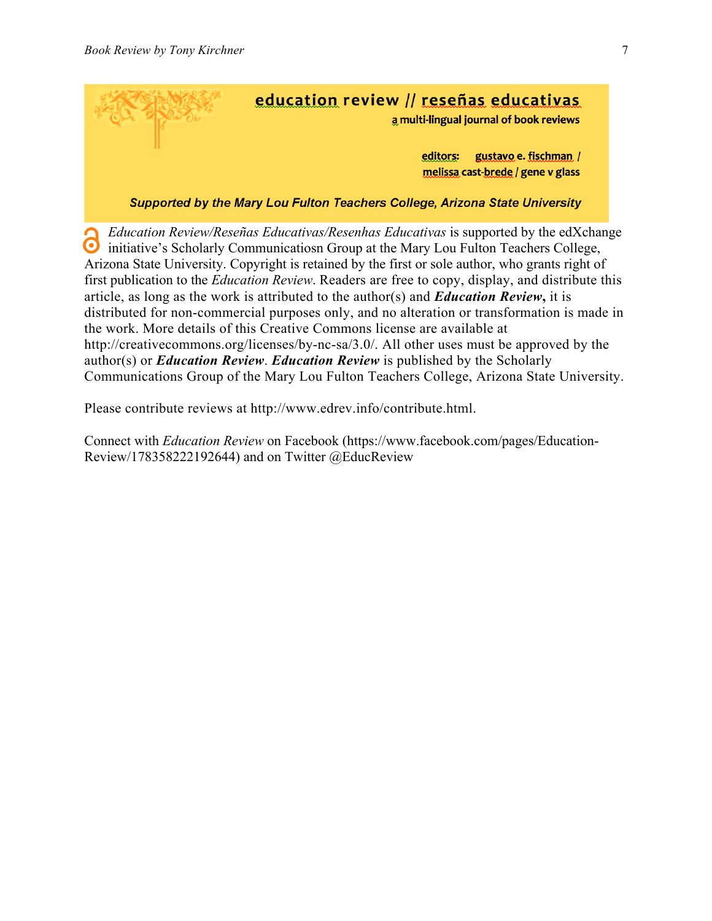**education review // reseñas educativas**

**a multi-lingual journal of book reviews**

**editors: gustavo e. fischman / melissa cast-brede / gene v glass**

***Supported by the Mary Lou Fulton Teachers College, Arizona State University***

*Education Review/Reseñas Educativas/Resenhas Educativas* is supported by the edXchange initiative's Scholarly Communicatiosn Group at the Mary Lou Fulton Teachers College, Arizona State University. Copyright is retained by the first or sole author, who grants right of first publication to the *Education Review*. Readers are free to copy, display, and distribute this article, as long as the work is attributed to the author(s) and ***Education Review***, it is distributed for non-commercial purposes only, and no alteration or transformation is made in the work. More details of this Creative Commons license are available at http://creativecommons.org/licenses/by-nc-sa/3.0/. All other uses must be approved by the author(s) or ***Education Review***. ***Education Review*** is published by the Scholarly Communications Group of the Mary Lou Fulton Teachers College, Arizona State University.

Please contribute reviews at http://www.edrev.info/contribute.html.

Connect with *Education Review* on Facebook (https://www.facebook.com/pages/Education-Review/178358222192644) and on Twitter @EducReview